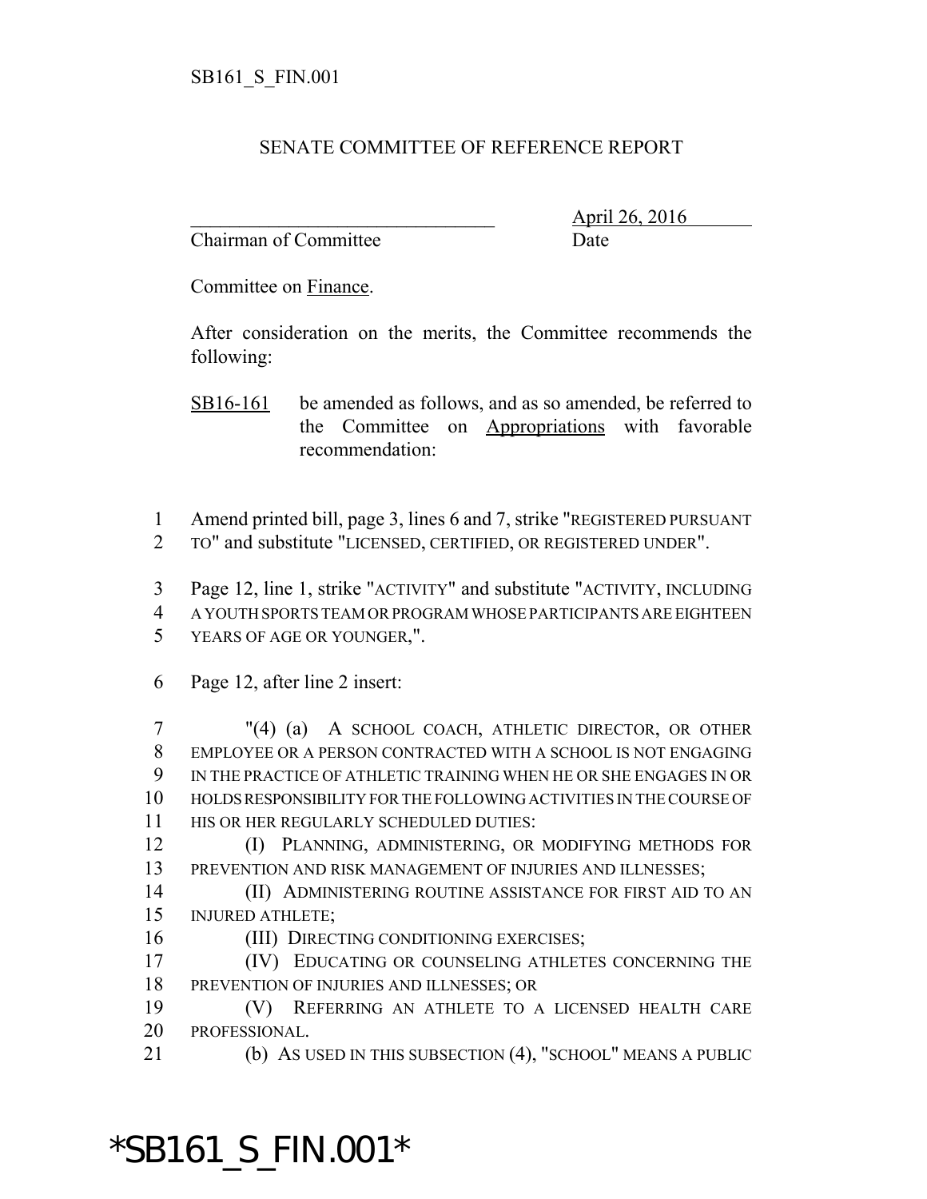SB161_S_FIN.001

# SENATE COMMITTEE OF REFERENCE REPORT

________________________________ April 26, 2016
Chairman of Committee Date

Committee on Finance.

After consideration on the merits, the Committee recommends the following:

SB16-161 be amended as follows, and as so amended, be referred to the Committee on Appropriations with favorable recommendation:

1 Amend printed bill, page 3, lines 6 and 7, strike "REGISTERED PURSUANT
2 TO" and substitute "LICENSED, CERTIFIED, OR REGISTERED UNDER".

3 Page 12, line 1, strike "ACTIVITY" and substitute "ACTIVITY, INCLUDING
4 A YOUTH SPORTS TEAM OR PROGRAM WHOSE PARTICIPANTS ARE EIGHTEEN
5 YEARS OF AGE OR YOUNGER,".

6 Page 12, after line 2 insert:

7 "(4) (a) A SCHOOL COACH, ATHLETIC DIRECTOR, OR OTHER
8 EMPLOYEE OR A PERSON CONTRACTED WITH A SCHOOL IS NOT ENGAGING
9 IN THE PRACTICE OF ATHLETIC TRAINING WHEN HE OR SHE ENGAGES IN OR
10 HOLDS RESPONSIBILITY FOR THE FOLLOWING ACTIVITIES IN THE COURSE OF
11 HIS OR HER REGULARLY SCHEDULED DUTIES:
12 (I) PLANNING, ADMINISTERING, OR MODIFYING METHODS FOR
13 PREVENTION AND RISK MANAGEMENT OF INJURIES AND ILLNESSES;
14 (II) ADMINISTERING ROUTINE ASSISTANCE FOR FIRST AID TO AN
15 INJURED ATHLETE;
16 (III) DIRECTING CONDITIONING EXERCISES;
17 (IV) EDUCATING OR COUNSELING ATHLETES CONCERNING THE
18 PREVENTION OF INJURIES AND ILLNESSES; OR
19 (V) REFERRING AN ATHLETE TO A LICENSED HEALTH CARE
20 PROFESSIONAL.
21 (b) AS USED IN THIS SUBSECTION (4), "SCHOOL" MEANS A PUBLIC

*SB161_S_FIN.001*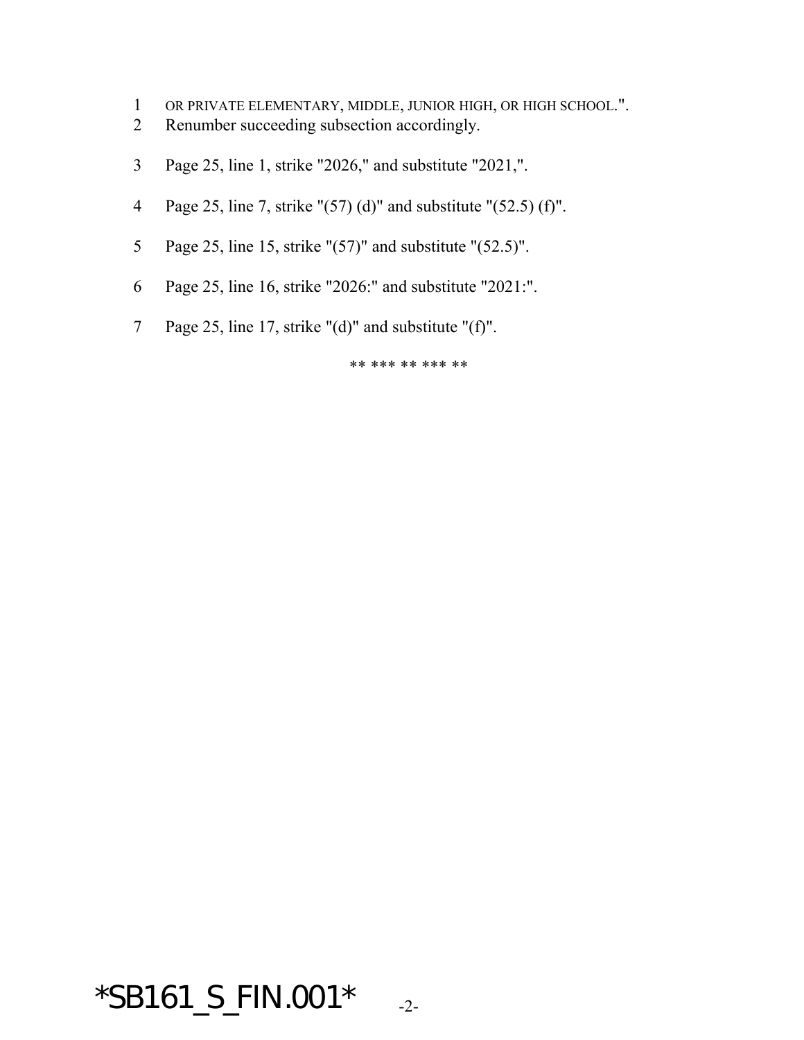OR PRIVATE ELEMENTARY, MIDDLE, JUNIOR HIGH, OR HIGH SCHOOL.".
Renumber succeeding subsection accordingly.

Page 25, line 1, strike "2026," and substitute "2021,".

Page 25, line 7, strike "(57) (d)" and substitute "(52.5) (f)".

Page 25, line 15, strike "(57)" and substitute "(52.5)".

Page 25, line 16, strike "2026:" and substitute "2021:".

Page 25, line 17, strike "(d)" and substitute "(f)".

** *** ** *** **